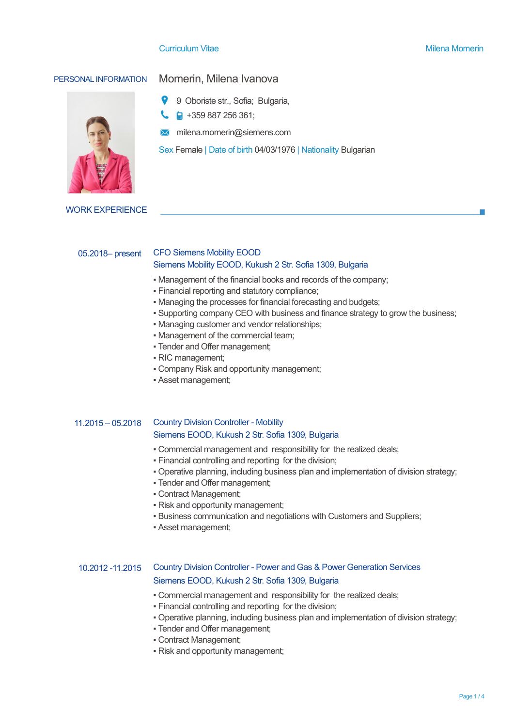Curriculum Vitae — Milena Momerin

## PERSONAL INFORMATION

**Momerin, Milena Ivanova**

9 Oboriste str., Sofia; Bulgaria,

+359 887 256 361;

milena.momerin@siemens.com

Sex Female | Date of birth 04/03/1976 | Nationality Bulgarian

## WORK EXPERIENCE

**05.2018– present**

### CFO Siemens Mobility EOOD

Siemens Mobility EOOD, Kukush 2 Str. Sofia 1309, Bulgaria

- Management of the financial books and records of the company;
- Financial reporting and statutory compliance;
- Managing the processes for financial forecasting and budgets;
- Supporting company CEO with business and finance strategy to grow the business;
- Managing customer and vendor relationships;
- Management of the commercial team;
- Tender and Offer management;
- RIC management;
- Company Risk and opportunity management;
- Asset management;

**11.2015 – 05.2018**

### Country Division Controller - Mobility

Siemens EOOD, Kukush 2 Str. Sofia 1309, Bulgaria

- Commercial management and responsibility for the realized deals;
- Financial controlling and reporting for the division;
- Operative planning, including business plan and implementation of division strategy;
- Tender and Offer management;
- Contract Management;
- Risk and opportunity management;
- Business communication and negotiations with Customers and Suppliers;
- Asset management;

**10.2012 -11.2015**

### Country Division Controller - Power and Gas & Power Generation Services

Siemens EOOD, Kukush 2 Str. Sofia 1309, Bulgaria

- Commercial management and responsibility for the realized deals;
- Financial controlling and reporting for the division;
- Operative planning, including business plan and implementation of division strategy;
- Tender and Offer management;
- Contract Management;
- Risk and opportunity management;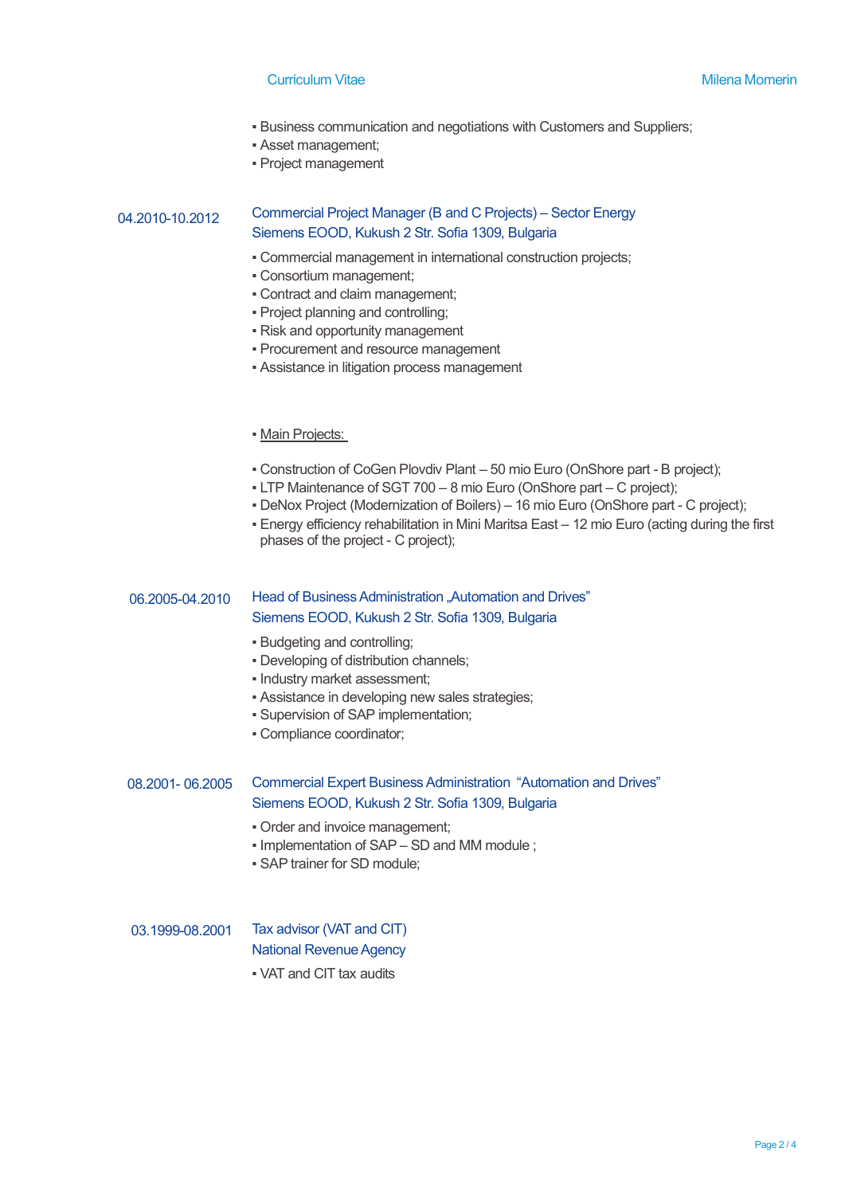- Business communication and negotiations with Customers and Suppliers;
- Asset management;
- Project management

**04.2010-10.2012**

**Commercial Project Manager (B and C Projects) – Sector Energy**
**Siemens EOOD, Kukush 2 Str. Sofia 1309, Bulgaria**

- Commercial management in international construction projects;
- Consortium management;
- Contract and claim management;
- Project planning and controlling;
- Risk and opportunity management
- Procurement and resource management
- Assistance in litigation process management

- <u>Main Projects:</u>

- Construction of CoGen Plovdiv Plant – 50 mio Euro (OnShore part - B project);
- LTP Maintenance of SGT 700 – 8 mio Euro (OnShore part – C project);
- DeNox Project (Modernization of Boilers) – 16 mio Euro (OnShore part - C project);
- Energy efficiency rehabilitation in Mini Maritsa East – 12 mio Euro (acting during the first phases of the project - C project);

**06.2005-04.2010**

**Head of Business Administration „Automation and Drives"**
**Siemens EOOD, Kukush 2 Str. Sofia 1309, Bulgaria**

- Budgeting and controlling;
- Developing of distribution channels;
- Industry market assessment;
- Assistance in developing new sales strategies;
- Supervision of SAP implementation;
- Compliance coordinator;

**08.2001- 06.2005**

**Commercial Expert Business Administration "Automation and Drives"**
**Siemens EOOD, Kukush 2 Str. Sofia 1309, Bulgaria**

- Order and invoice management;
- Implementation of SAP – SD and MM module ;
- SAP trainer for SD module;

**03.1999-08.2001**

**Tax advisor (VAT and CIT)**
**National Revenue Agency**

- VAT and CIT tax audits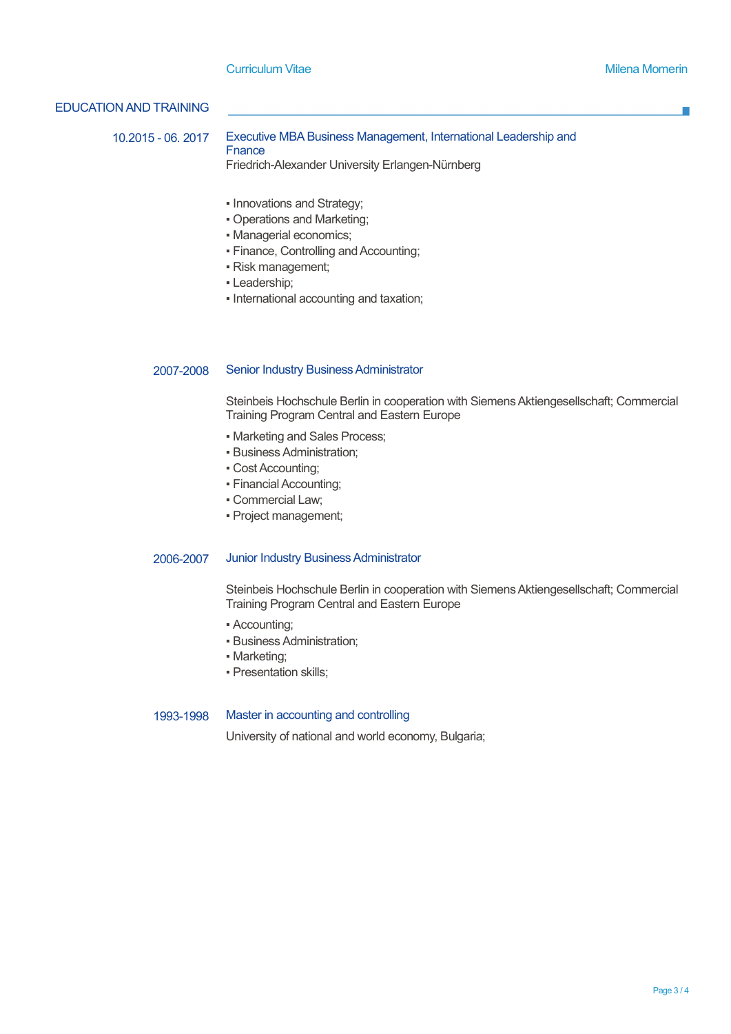## EDUCATION AND TRAINING

**10.2015 - 06. 2017**

### Executive MBA Business Management, International Leadership and Fnance

Friedrich-Alexander University Erlangen-Nürnberg

- Innovations and Strategy;
- Operations and Marketing;
- Managerial economics;
- Finance, Controlling and Accounting;
- Risk management;
- Leadership;
- International accounting and taxation;

**2007-2008**

### Senior Industry Business Administrator

Steinbeis Hochschule Berlin in cooperation with Siemens Aktiengesellschaft; Commercial Training Program Central and Eastern Europe

- Marketing and Sales Process;
- Business Administration;
- Cost Accounting;
- Financial Accounting;
- Commercial Law;
- Project management;

**2006-2007**

### Junior Industry Business Administrator

Steinbeis Hochschule Berlin in cooperation with Siemens Aktiengesellschaft; Commercial Training Program Central and Eastern Europe

- Accounting;
- Business Administration;
- Marketing;
- Presentation skills;

**1993-1998**

### Master in accounting and controlling

University of national and world economy, Bulgaria;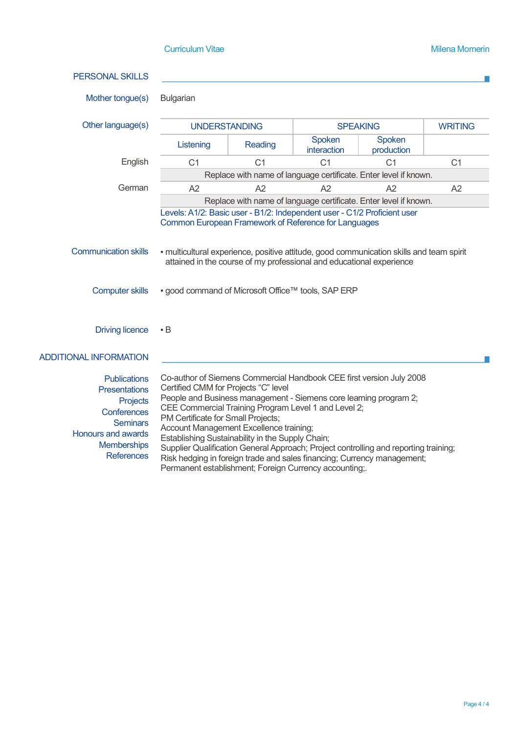## PERSONAL SKILLS

**Mother tongue(s)** Bulgarian

**Other language(s)**

| | UNDERSTANDING | | SPEAKING | | WRITING |
|---|---|---|---|---|---|
| | Listening | Reading | Spoken interaction | Spoken production | |
| English | C1 | C1 | C1 | C1 | C1 |
| | Replace with name of language certificate. Enter level if known. | | | | |
| German | A2 | A2 | A2 | A2 | A2 |
| | Replace with name of language certificate. Enter level if known. | | | | |

Levels: A1/2: Basic user - B1/2: Independent user - C1/2 Proficient user
Common European Framework of Reference for Languages

**Communication skills**

- multicultural experience, positive attitude, good communication skills and team spirit attained in the course of my professional and educational experience

**Computer skills**

- good command of Microsoft Office™ tools, SAP ERP

**Driving licence**

- B

## ADDITIONAL INFORMATION

**Publications**
**Presentations**
**Projects**
**Conferences**
**Seminars**
**Honours and awards**
**Memberships**
**References**

Co-author of Siemens Commercial Handbook CEE first version July 2008
Certified CMM for Projects “C” level
People and Business management - Siemens core learning program 2;
CEE Commercial Training Program Level 1 and Level 2;
PM Certificate for Small Projects;
Account Management Excellence training;
Establishing Sustainability in the Supply Chain;
Supplier Qualification General Approach; Project controlling and reporting training;
Risk hedging in foreign trade and sales financing; Currency management;
Permanent establishment; Foreign Currency accounting;.